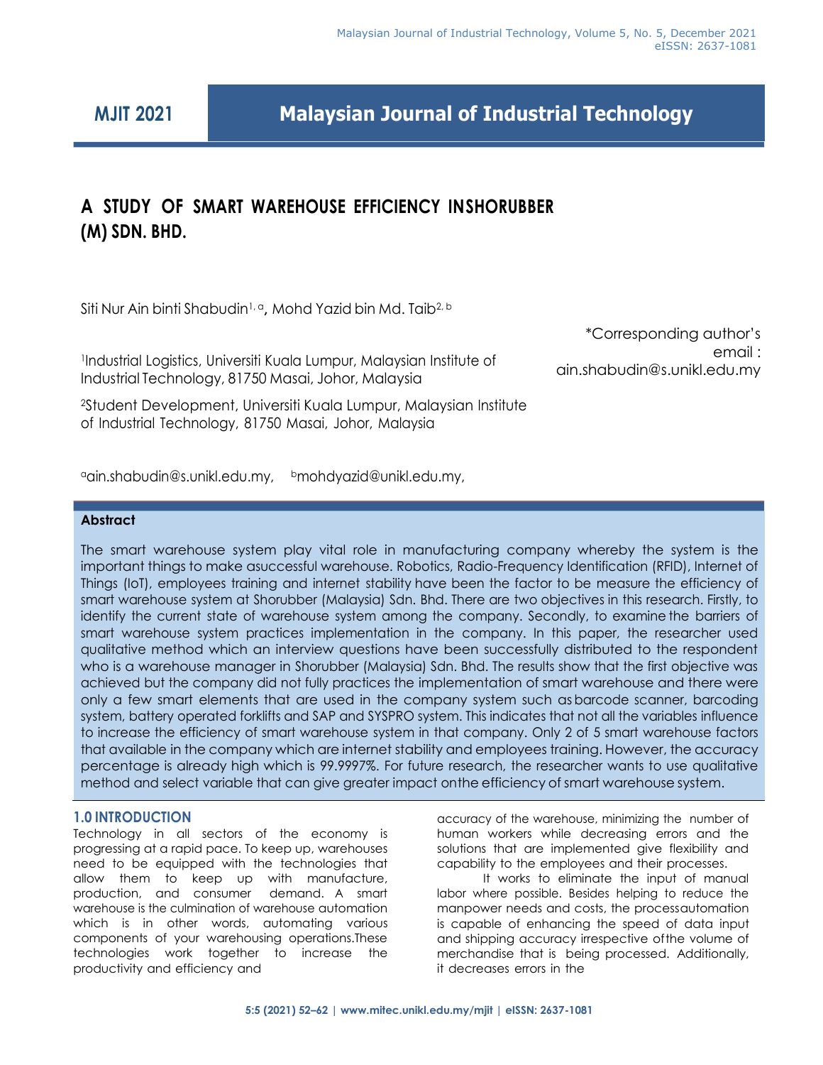MJIT 2021

# A STUDY OF SMART WAREHOUSE EFFICIENCY INSHORUBBER (M) SDN. BHD.

Siti Nur Ain binti Shabudin[1, a], Mohd Yazid bin Md. Taib[2, b]

[1]Industrial Logistics, Universiti Kuala Lumpur, Malaysian Institute of Industrial Technology, 81750 Masai, Johor, Malaysia

[2]Student Development, Universiti Kuala Lumpur, Malaysian Institute of Industrial Technology, 81750 Masai, Johor, Malaysia

*Corresponding author's email : ain.shabudin@s.unikl.edu.my

[a]ain.shabudin@s.unikl.edu.my, [b]mohdyazid@unikl.edu.my,

### Abstract

The smart warehouse system play vital role in manufacturing company whereby the system is the important things to make asuccessful warehouse. Robotics, Radio-Frequency Identification (RFID), Internet of Things (IoT), employees training and internet stability have been the factor to be measure the efficiency of smart warehouse system at Shorubber (Malaysia) Sdn. Bhd. There are two objectives in this research. Firstly, to identify the current state of warehouse system among the company. Secondly, to examine the barriers of smart warehouse system practices implementation in the company. In this paper, the researcher used qualitative method which an interview questions have been successfully distributed to the respondent who is a warehouse manager in Shorubber (Malaysia) Sdn. Bhd. The results show that the first objective was achieved but the company did not fully practices the implementation of smart warehouse and there were only a few smart elements that are used in the company system such as barcode scanner, barcoding system, battery operated forklifts and SAP and SYSPRO system. This indicates that not all the variables influence to increase the efficiency of smart warehouse system in that company. Only 2 of 5 smart warehouse factors that available in the company which are internet stability and employees training. However, the accuracy percentage is already high which is 99.9997%. For future research, the researcher wants to use qualitative method and select variable that can give greater impact onthe efficiency of smart warehouse system.

## 1.0 INTRODUCTION

Technology in all sectors of the economy is progressing at a rapid pace. To keep up, warehouses need to be equipped with the technologies that allow them to keep up with manufacture, production, and consumer demand. A smart warehouse is the culmination of warehouse automation which is in other words, automating various components of your warehousing operations.These technologies work together to increase the productivity and efficiency and accuracy of the warehouse, minimizing the number of human workers while decreasing errors and the solutions that are implemented give flexibility and capability to the employees and their processes.

It works to eliminate the input of manual labor where possible. Besides helping to reduce the manpower needs and costs, the processautomation is capable of enhancing the speed of data input and shipping accuracy irrespective ofthe volume of merchandise that is being processed. Additionally, it decreases errors in the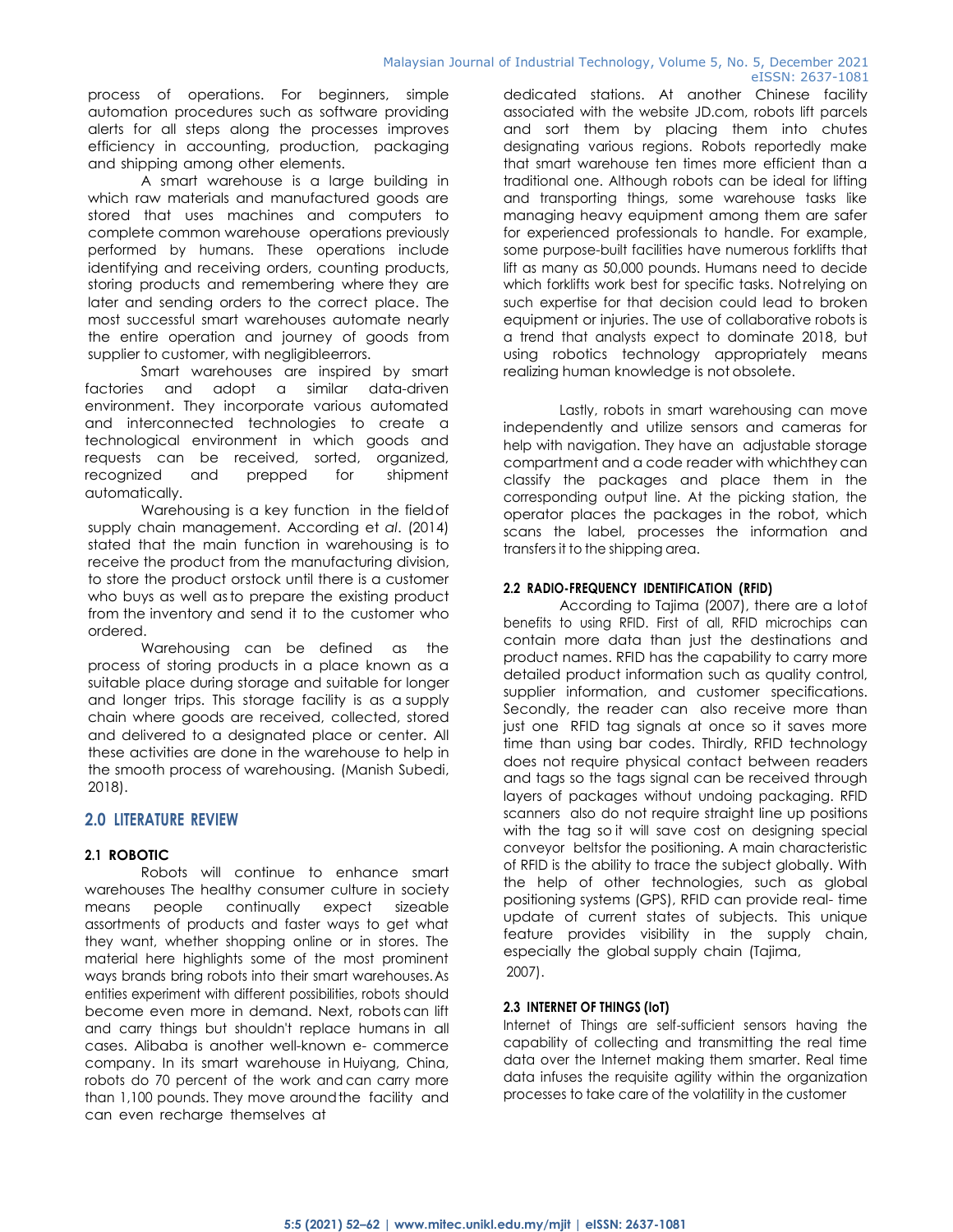process of operations. For beginners, simple automation procedures such as software providing alerts for all steps along the processes improves efficiency in accounting, production, packaging and shipping among other elements.

A smart warehouse is a large building in which raw materials and manufactured goods are stored that uses machines and computers to complete common warehouse operations previously performed by humans. These operations include identifying and receiving orders, counting products, storing products and remembering where they are later and sending orders to the correct place. The most successful smart warehouses automate nearly the entire operation and journey of goods from supplier to customer, with negligibleerrors.

Smart warehouses are inspired by smart factories and adopt a similar data-driven environment. They incorporate various automated and interconnected technologies to create a technological environment in which goods and requests can be received, sorted, organized, recognized and prepped for shipment automatically.

Warehousing is a key function in the fieldof supply chain management. According et *al*. (2014) stated that the main function in warehousing is to receive the product from the manufacturing division, to store the product orstock until there is a customer who buys as well asto prepare the existing product from the inventory and send it to the customer who ordered.

Warehousing can be defined as the process of storing products in a place known as a suitable place during storage and suitable for longer and longer trips. This storage facility is as a supply chain where goods are received, collected, stored and delivered to a designated place or center. All these activities are done in the warehouse to help in the smooth process of warehousing. (Manish Subedi, 2018).

## 2.0 LITERATURE REVIEW

### 2.1 ROBOTIC

Robots will continue to enhance smart warehouses The healthy consumer culture in society means people continually expect sizeable assortments of products and faster ways to get what they want, whether shopping online or in stores. The material here highlights some of the most prominent ways brands bring robots into their smart warehouses. As entities experiment with different possibilities, robots should become even more in demand. Next, robots can lift and carry things but shouldn't replace humans in all cases. Alibaba is another well-known e- commerce company. In its smart warehouse in Huiyang, China, robots do 70 percent of the work and can carry more than 1,100 pounds. They move aroundthe facility and can even recharge themselves at dedicated stations. At another Chinese facility associated with the website JD.com, robots lift parcels and sort them by placing them into chutes designating various regions. Robots reportedly make that smart warehouse ten times more efficient than a traditional one. Although robots can be ideal for lifting and transporting things, some warehouse tasks like managing heavy equipment among them are safer for experienced professionals to handle. For example, some purpose-built facilities have numerous forklifts that lift as many as 50,000 pounds. Humans need to decide which forklifts work best for specific tasks. Notrelying on such expertise for that decision could lead to broken equipment or injuries. The use of collaborative robots is a trend that analysts expect to dominate 2018, but using robotics technology appropriately means realizing human knowledge is not obsolete.

Lastly, robots in smart warehousing can move independently and utilize sensors and cameras for help with navigation. They have an adjustable storage compartment and a code reader with whichthey can classify the packages and place them in the corresponding output line. At the picking station, the operator places the packages in the robot, which scans the label, processes the information and transfers it to the shipping area.

### 2.2 RADIO-FREQUENCY IDENTIFICATION (RFID)

According to Tajima (2007), there are a lotof benefits to using RFID. First of all, RFID microchips can contain more data than just the destinations and product names. RFID has the capability to carry more detailed product information such as quality control, supplier information, and customer specifications. Secondly, the reader can also receive more than just one RFID tag signals at once so it saves more time than using bar codes. Thirdly, RFID technology does not require physical contact between readers and tags so the tags signal can be received through layers of packages without undoing packaging. RFID scanners also do not require straight line up positions with the tag so it will save cost on designing special conveyor beltsfor the positioning. A main characteristic of RFID is the ability to trace the subject globally. With the help of other technologies, such as global positioning systems (GPS), RFID can provide real- time update of current states of subjects. This unique feature provides visibility in the supply chain, especially the global supply chain (Tajima, 2007).

### 2.3 INTERNET OF THINGS (IoT)

Internet of Things are self-sufficient sensors having the capability of collecting and transmitting the real time data over the Internet making them smarter. Real time data infuses the requisite agility within the organization processes to take care of the volatility in the customer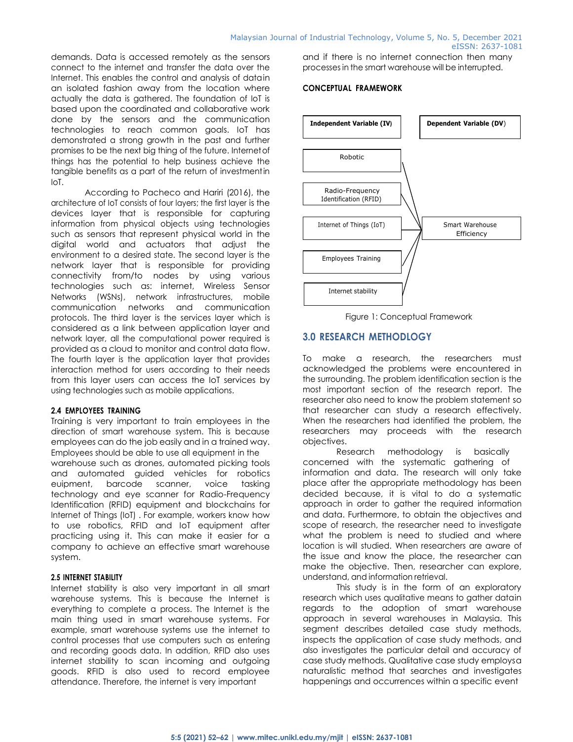demands. Data is accessed remotely as the sensors connect to the internet and transfer the data over the Internet. This enables the control and analysis of datain an isolated fashion away from the location where actually the data is gathered. The foundation of IoT is based upon the coordinated and collaborative work done by the sensors and the communication technologies to reach common goals. IoT has demonstrated a strong growth in the past and further promises to be the next big thing of the future. Internet of things has the potential to help business achieve the tangible benefits as a part of the return of investmentin IoT.

According to Pacheco and Hariri (2016), the architecture of IoT consists of four layers; the first layer is the devices layer that is responsible for capturing information from physical objects using technologies such as sensors that represent physical world in the digital world and actuators that adjust the environment to a desired state. The second layer is the network layer that is responsible for providing connectivity from/to nodes by using various technologies such as: internet, Wireless Sensor Networks (WSNs), network infrastructures, mobile communication networks and communication protocols. The third layer is the services layer which is considered as a link between application layer and network layer, all the computational power required is provided as a cloud to monitor and control data flow. The fourth layer is the application layer that provides interaction method for users according to their needs from this layer users can access the IoT services by using technologies such as mobile applications.

### 2.4 EMPLOYEES TRAINING

Training is very important to train employees in the direction of smart warehouse system. This is because employees can do the job easily and in a trained way. Employees should be able to use all equipment in the warehouse such as drones, automated picking tools and automated guided vehicles for robotics euipment, barcode scanner, voice tasking technology and eye scanner for Radio-Frequency Identification (RFID) equipment and blockchains for Internet of Things (IoT) . For example, workers know how to use robotics, RFID and IoT equipment after practicing using it. This can make it easier for a company to achieve an effective smart warehouse system.

### 2.5 INTERNET STABILITY

Internet stability is also very important in all smart warehouse systems. This is because the Internet is everything to complete a process. The Internet is the main thing used in smart warehouse systems. For example, smart warehouse systems use the internet to control processes that use computers such as entering and recording goods data. In addition, RFID also uses internet stability to scan incoming and outgoing goods. RFID is also used to record employee attendance. Therefore, the internet is very important and if there is no internet connection then many processes in the smart warehouse will be interrupted.

### CONCEPTUAL FRAMEWORK

| Independent Variable (IV) | Dependent Variable (DV) |
|---|---|
| Robotic | Smart Warehouse Efficiency |
| Radio-Frequency Identification (RFID) | |
| Internet of Things (IoT) | |
| Employees Training | |
| Internet stability | |

Figure 1: Conceptual Framework

## 3.0 RESEARCH METHODLOGY

To make a research, the researchers must acknowledged the problems were encountered in the surrounding. The problem identification section is the most important section of the research report. The researcher also need to know the problem statement so that researcher can study a research effectively. When the researchers had identified the problem, the researchers may proceeds with the research objectives.

Research methodology is basically concerned with the systematic gathering of information and data. The research will only take place after the appropriate methodology has been decided because, it is vital to do a systematic approach in order to gather the required information and data. Furthermore, to obtain the objectives and scope of research, the researcher need to investigate what the problem is need to studied and where location is will studied. When researchers are aware of the issue and know the place, the researcher can make the objective. Then, researcher can explore, understand, and information retrieval.

This study is in the form of an exploratory research which uses qualitative means to gather datain regards to the adoption of smart warehouse approach in several warehouses in Malaysia. This segment describes detailed case study methods, inspects the application of case study methods, and also investigates the particular detail and accuracy of case study methods. Qualitative case study employsa naturalistic method that searches and investigates happenings and occurrences within a specific event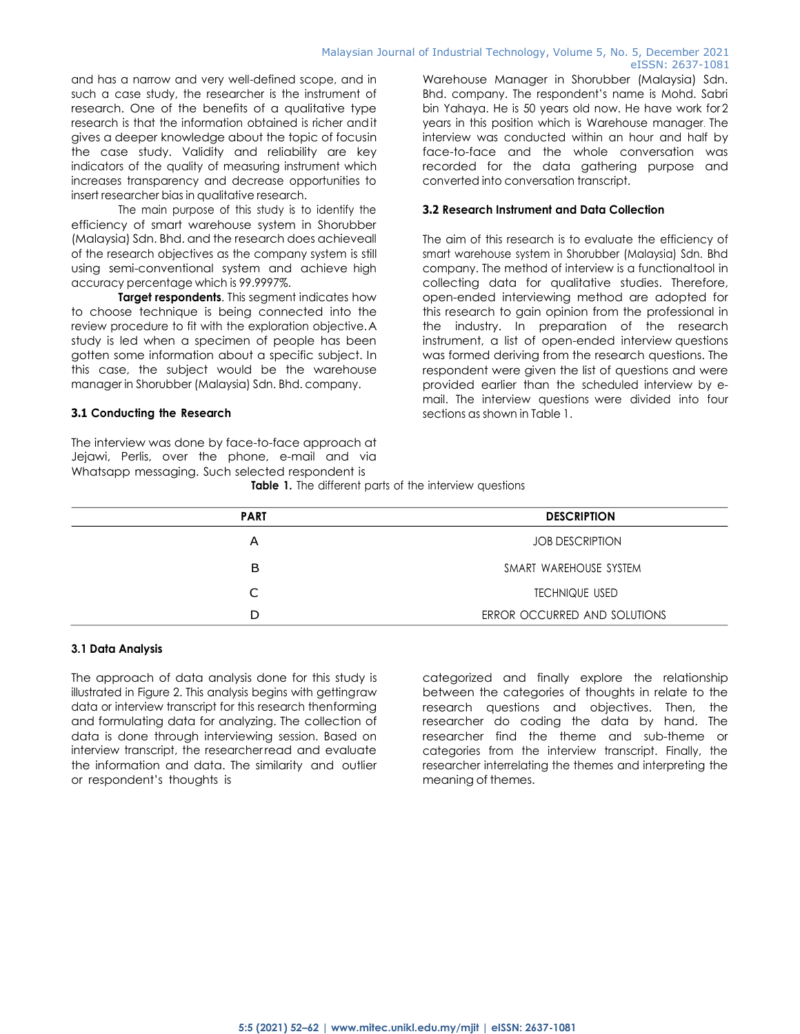and has a narrow and very well-defined scope, and in such a case study, the researcher is the instrument of research. One of the benefits of a qualitative type research is that the information obtained is richer and it gives a deeper knowledge about the topic of focus in the case study. Validity and reliability are key indicators of the quality of measuring instrument which increases transparency and decrease opportunities to insert researcher bias in qualitative research.

The main purpose of this study is to identify the efficiency of smart warehouse system in Shorubber (Malaysia) Sdn. Bhd. and the research does achieve all of the research objectives as the company system is still using semi-conventional system and achieve high accuracy percentage which is 99.9997%.

**Target respondents**. This segment indicates how to choose technique is being connected into the review procedure to fit with the exploration objective. A study is led when a specimen of people has been gotten some information about a specific subject. In this case, the subject would be the warehouse manager in Shorubber (Malaysia) Sdn. Bhd. company.

### 3.1 Conducting the Research

The interview was done by face-to-face approach at Jejawi, Perlis, over the phone, e-mail and via Whatsapp messaging. Such selected respondent is Warehouse Manager in Shorubber (Malaysia) Sdn. Bhd. company. The respondent's name is Mohd. Sabri bin Yahaya. He is 50 years old now. He have work for 2 years in this position which is Warehouse manager. The interview was conducted within an hour and half by face-to-face and the whole conversation was recorded for the data gathering purpose and converted into conversation transcript.

### 3.2 Research Instrument and Data Collection

The aim of this research is to evaluate the efficiency of smart warehouse system in Shorubber (Malaysia) Sdn. Bhd company. The method of interview is a functional tool in collecting data for qualitative studies. Therefore, open-ended interviewing method are adopted for this research to gain opinion from the professional in the industry. In preparation of the research instrument, a list of open-ended interview questions was formed deriving from the research questions. The respondent were given the list of questions and were provided earlier than the scheduled interview by e-mail. The interview questions were divided into four sections as shown in Table 1.

**Table 1.** The different parts of the interview questions

| PART | DESCRIPTION |
|---|---|
| A | JOB DESCRIPTION |
| B | SMART WAREHOUSE SYSTEM |
| C | TECHNIQUE USED |
| D | ERROR OCCURRED AND SOLUTIONS |

### 3.1 Data Analysis

The approach of data analysis done for this study is illustrated in Figure 2. This analysis begins with getting raw data or interview transcript for this research then forming and formulating data for analyzing. The collection of data is done through interviewing session. Based on interview transcript, the researcher read and evaluate the information and data. The similarity and outlier or respondent's thoughts is categorized and finally explore the relationship between the categories of thoughts in relate to the research questions and objectives. Then, the researcher do coding the data by hand. The researcher find the theme and sub-theme or categories from the interview transcript. Finally, the researcher interrelating the themes and interpreting the meaning of themes.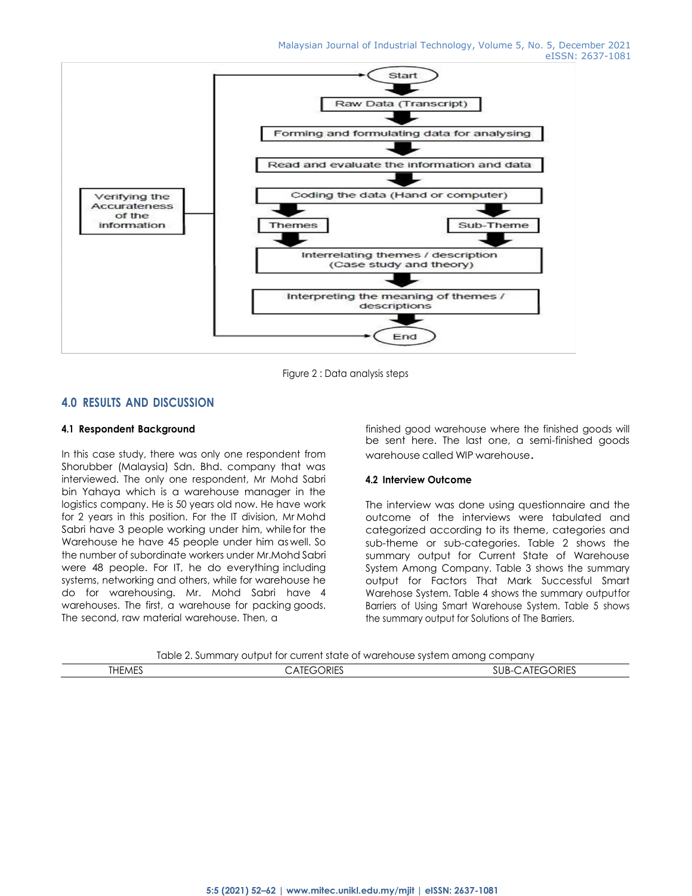Figure 2 : Data analysis steps

## 4.0 RESULTS AND DISCUSSION

### 4.1 Respondent Background

In this case study, there was only one respondent from Shorubber (Malaysia) Sdn. Bhd. company that was interviewed. The only one respondent, Mr Mohd Sabri bin Yahaya which is a warehouse manager in the logistics company. He is 50 years old now. He have work for 2 years in this position. For the IT division, Mr Mohd Sabri have 3 people working under him, while for the Warehouse he have 45 people under him as well. So the number of subordinate workers under Mr.Mohd Sabri were 48 people. For IT, he do everything including systems, networking and others, while for warehouse he do for warehousing. Mr. Mohd Sabri have 4 warehouses. The first, a warehouse for packing goods. The second, raw material warehouse. Then, a finished good warehouse where the finished goods will be sent here. The last one, a semi-finished goods warehouse called WIP warehouse.

### 4.2 Interview Outcome

The interview was done using questionnaire and the outcome of the interviews were tabulated and categorized according to its theme, categories and sub-theme or sub-categories. Table 2 shows the summary output for Current State of Warehouse System Among Company. Table 3 shows the summary output for Factors That Mark Successful Smart Warehose System. Table 4 shows the summary output for Barriers of Using Smart Warehouse System. Table 5 shows the summary output for Solutions of The Barriers.

Table 2. Summary output for current state of warehouse system among company

| THEMES | CATEGORIES | SUB-CATEGORIES |
| --- | --- | --- |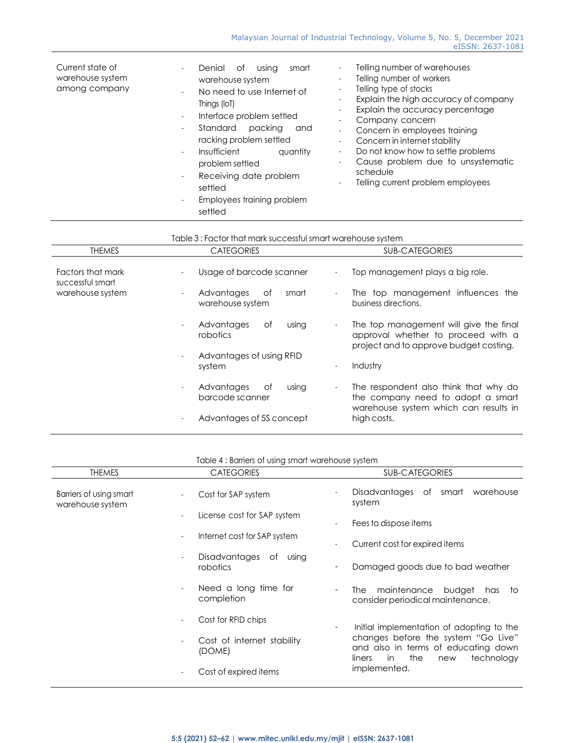| Current state of warehouse system among company | - Denial of using smart warehouse system<br>- No need to use Internet of Things (IoT)<br>- Interface problem settled<br>- Standard packing and racking problem settled<br>- Insufficient quantity problem settled<br>- Receiving date problem settled<br>- Employees training problem settled | - Telling number of warehouses<br>- Telling number of workers<br>- Telling type of stocks<br>- Explain the high accuracy of company<br>- Explain the accuracy percentage<br>- Company concern<br>- Concern in employees training<br>- Concern in internet stability<br>- Do not know how to settle problems<br>- Cause problem due to unsystematic schedule<br>- Telling current problem employees |
|---|---|---|

Table 3 : Factor that mark successful smart warehouse system

| THEMES | CATEGORIES | SUB-CATEGORIES |
|---|---|---|
| Factors that mark successful smart warehouse system | - Usage of barcode scanner<br>- Advantages of smart warehouse system<br>- Advantages of using robotics<br>- Advantages of using RFID system<br>- Advantages of using barcode scanner<br>- Advantages of 5S concept | - Top management plays a big role.<br>- The top management influences the business directions.<br>- The top management will give the final approval whether to proceed with a project and to approve budget costing.<br>- Industry<br>- The respondent also think that why do the company need to adopt a smart warehouse system which can results in high costs. |

Table 4 : Barriers of using smart warehouse system

| THEMES | CATEGORIES | SUB-CATEGORIES |
|---|---|---|
| Barriers of using smart warehouse system | - Cost for SAP system<br>- License cost for SAP system<br>- Internet cost for SAP system<br>- Disadvantages of using robotics<br>- Need a long time for completion<br>- Cost for RFID chips<br>- Cost of internet stability (DOME)<br>- Cost of expired items | - Disadvantages of smart warehouse system<br>- Fees to dispose items<br>- Current cost for expired items<br>- Damaged goods due to bad weather<br>- The maintenance budget has to consider periodical maintenance.<br>- Initial implementation of adopting to the changes before the system "Go Live" and also in terms of educating down liners in the new technology implemented. |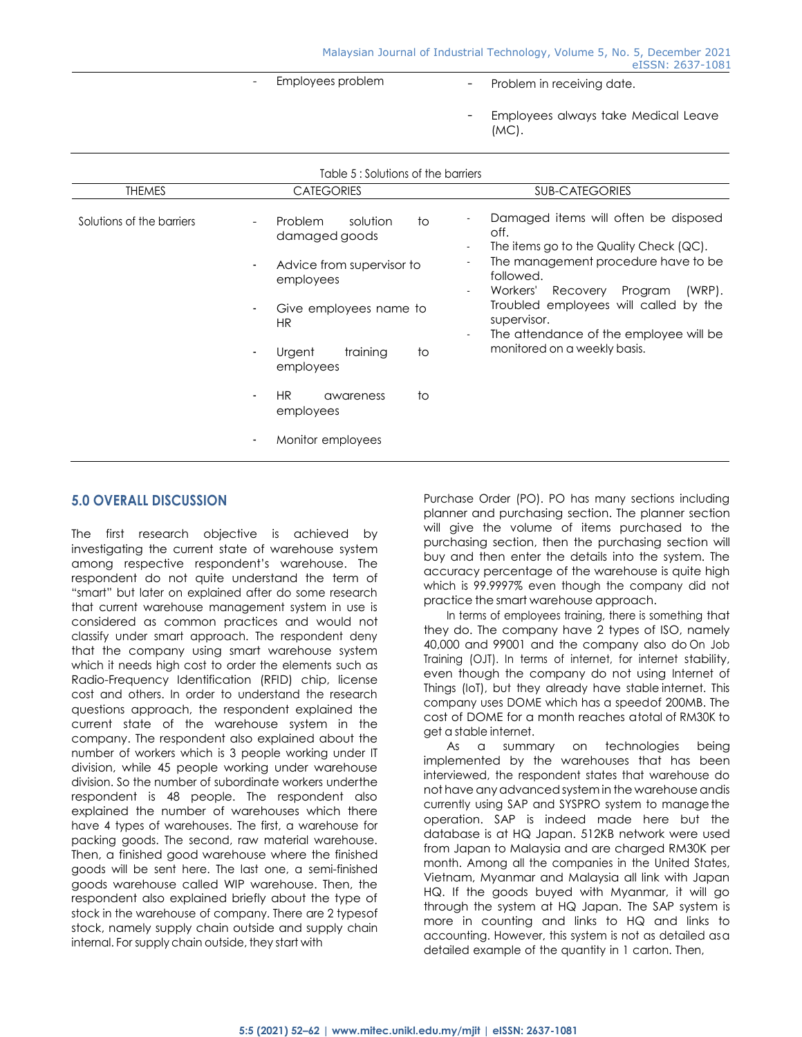| | - Employees problem | - Problem in receiving date.<br>- Employees always take Medical Leave (MC). |
|---|---|---|

Table 5 : Solutions of the barriers

| THEMES | CATEGORIES | SUB-CATEGORIES |
|---|---|---|
| Solutions of the barriers | - Problem solution to damaged goods<br>- Advice from supervisor to employees<br>- Give employees name to HR<br>- Urgent training to employees<br>- HR awareness to employees<br>- Monitor employees | - Damaged items will often be disposed off.<br>- The items go to the Quality Check (QC).<br>- The management procedure have to be followed.<br>- Workers' Recovery Program (WRP). Troubled employees will called by the supervisor.<br>- The attendance of the employee will be monitored on a weekly basis. |

## 5.0 OVERALL DISCUSSION

The first research objective is achieved by investigating the current state of warehouse system among respective respondent's warehouse. The respondent do not quite understand the term of "smart" but later on explained after do some research that current warehouse management system in use is considered as common practices and would not classify under smart approach. The respondent deny that the company using smart warehouse system which it needs high cost to order the elements such as Radio-Frequency Identification (RFID) chip, license cost and others. In order to understand the research questions approach, the respondent explained the current state of the warehouse system in the company. The respondent also explained about the number of workers which is 3 people working under IT division, while 45 people working under warehouse division. So the number of subordinate workers underthe respondent is 48 people. The respondent also explained the number of warehouses which there have 4 types of warehouses. The first, a warehouse for packing goods. The second, raw material warehouse. Then, a finished good warehouse where the finished goods will be sent here. The last one, a semi-finished goods warehouse called WIP warehouse. Then, the respondent also explained briefly about the type of stock in the warehouse of company. There are 2 typesof stock, namely supply chain outside and supply chain internal. For supply chain outside, they start with Purchase Order (PO). PO has many sections including planner and purchasing section. The planner section will give the volume of items purchased to the purchasing section, then the purchasing section will buy and then enter the details into the system. The accuracy percentage of the warehouse is quite high which is 99.9997% even though the company did not practice the smart warehouse approach.

In terms of employees training, there is something that they do. The company have 2 types of ISO, namely 40,000 and 99001 and the company also do On Job Training (OJT). In terms of internet, for internet stability, even though the company do not using Internet of Things (IoT), but they already have stable internet. This company uses DOME which has a speedof 200MB. The cost of DOME for a month reaches atotal of RM30K to get a stable internet.

As a summary on technologies being implemented by the warehouses that has been interviewed, the respondent states that warehouse do not have any advanced system in the warehouse andis currently using SAP and SYSPRO system to manage the operation. SAP is indeed made here but the database is at HQ Japan. 512KB network were used from Japan to Malaysia and are charged RM30K per month. Among all the companies in the United States, Vietnam, Myanmar and Malaysia all link with Japan HQ. If the goods buyed with Myanmar, it will go through the system at HQ Japan. The SAP system is more in counting and links to HQ and links to accounting. However, this system is not as detailed asa detailed example of the quantity in 1 carton. Then,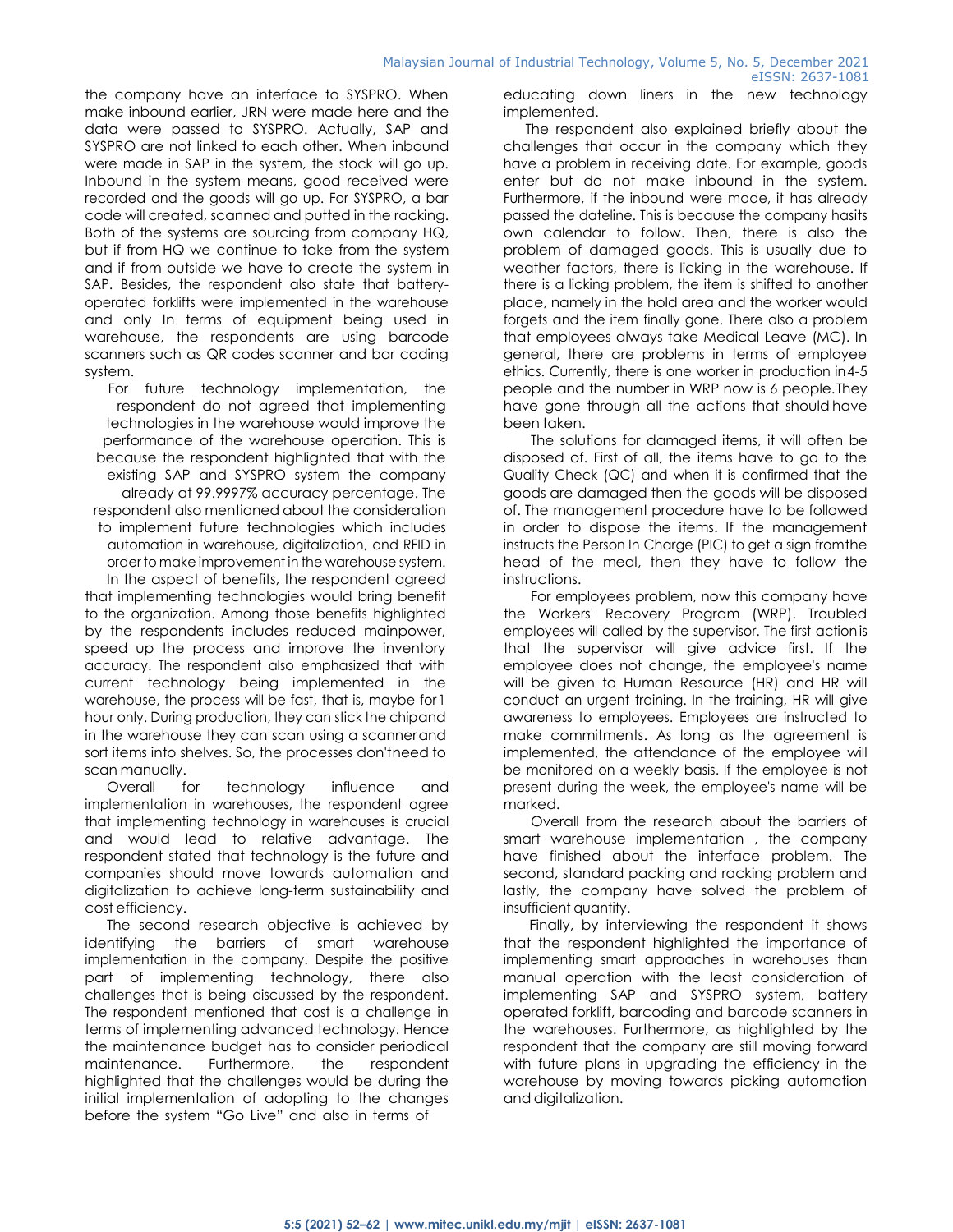the company have an interface to SYSPRO. When make inbound earlier, JRN were made here and the data were passed to SYSPRO. Actually, SAP and SYSPRO are not linked to each other. When inbound were made in SAP in the system, the stock will go up. Inbound in the system means, good received were recorded and the goods will go up. For SYSPRO, a bar code will created, scanned and putted in the racking. Both of the systems are sourcing from company HQ, but if from HQ we continue to take from the system and if from outside we have to create the system in SAP. Besides, the respondent also state that battery-operated forklifts were implemented in the warehouse and only In terms of equipment being used in warehouse, the respondents are using barcode scanners such as QR codes scanner and bar coding system.

For future technology implementation, the respondent do not agreed that implementing technologies in the warehouse would improve the performance of the warehouse operation. This is because the respondent highlighted that with the existing SAP and SYSPRO system the company already at 99.9997% accuracy percentage. The respondent also mentioned about the consideration to implement future technologies which includes automation in warehouse, digitalization, and RFID in order to make improvement in the warehouse system.

In the aspect of benefits, the respondent agreed that implementing technologies would bring benefit to the organization. Among those benefits highlighted by the respondents includes reduced mainpower, speed up the process and improve the inventory accuracy. The respondent also emphasized that with current technology being implemented in the warehouse, the process will be fast, that is, maybe for 1 hour only. During production, they can stick the chipand in the warehouse they can scan using a scanner and sort items into shelves. So, the processes don'tneed to scan manually.

Overall for technology influence and implementation in warehouses, the respondent agree that implementing technology in warehouses is crucial and would lead to relative advantage. The respondent stated that technology is the future and companies should move towards automation and digitalization to achieve long-term sustainability and cost efficiency.

The second research objective is achieved by identifying the barriers of smart warehouse implementation in the company. Despite the positive part of implementing technology, there also challenges that is being discussed by the respondent. The respondent mentioned that cost is a challenge in terms of implementing advanced technology. Hence the maintenance budget has to consider periodical maintenance. Furthermore, the respondent highlighted that the challenges would be during the initial implementation of adopting to the changes before the system "Go Live" and also in terms of educating down liners in the new technology implemented.

The respondent also explained briefly about the challenges that occur in the company which they have a problem in receiving date. For example, goods enter but do not make inbound in the system. Furthermore, if the inbound were made, it has already passed the dateline. This is because the company hasits own calendar to follow. Then, there is also the problem of damaged goods. This is usually due to weather factors, there is licking in the warehouse. If there is a licking problem, the item is shifted to another place, namely in the hold area and the worker would forgets and the item finally gone. There also a problem that employees always take Medical Leave (MC). In general, there are problems in terms of employee ethics. Currently, there is one worker in production in 4-5 people and the number in WRP now is 6 people. They have gone through all the actions that should have been taken.

The solutions for damaged items, it will often be disposed of. First of all, the items have to go to the Quality Check (QC) and when it is confirmed that the goods are damaged then the goods will be disposed of. The management procedure have to be followed in order to dispose the items. If the management instructs the Person In Charge (PIC) to get a sign fromthe head of the meal, then they have to follow the instructions.

For employees problem, now this company have the Workers' Recovery Program (WRP). Troubled employees will called by the supervisor. The first action is that the supervisor will give advice first. If the employee does not change, the employee's name will be given to Human Resource (HR) and HR will conduct an urgent training. In the training, HR will give awareness to employees. Employees are instructed to make commitments. As long as the agreement is implemented, the attendance of the employee will be monitored on a weekly basis. If the employee is not present during the week, the employee's name will be marked.

Overall from the research about the barriers of smart warehouse implementation , the company have finished about the interface problem. The second, standard packing and racking problem and lastly, the company have solved the problem of insufficient quantity.

Finally, by interviewing the respondent it shows that the respondent highlighted the importance of implementing smart approaches in warehouses than manual operation with the least consideration of implementing SAP and SYSPRO system, battery operated forklift, barcoding and barcode scanners in the warehouses. Furthermore, as highlighted by the respondent that the company are still moving forward with future plans in upgrading the efficiency in the warehouse by moving towards picking automation and digitalization.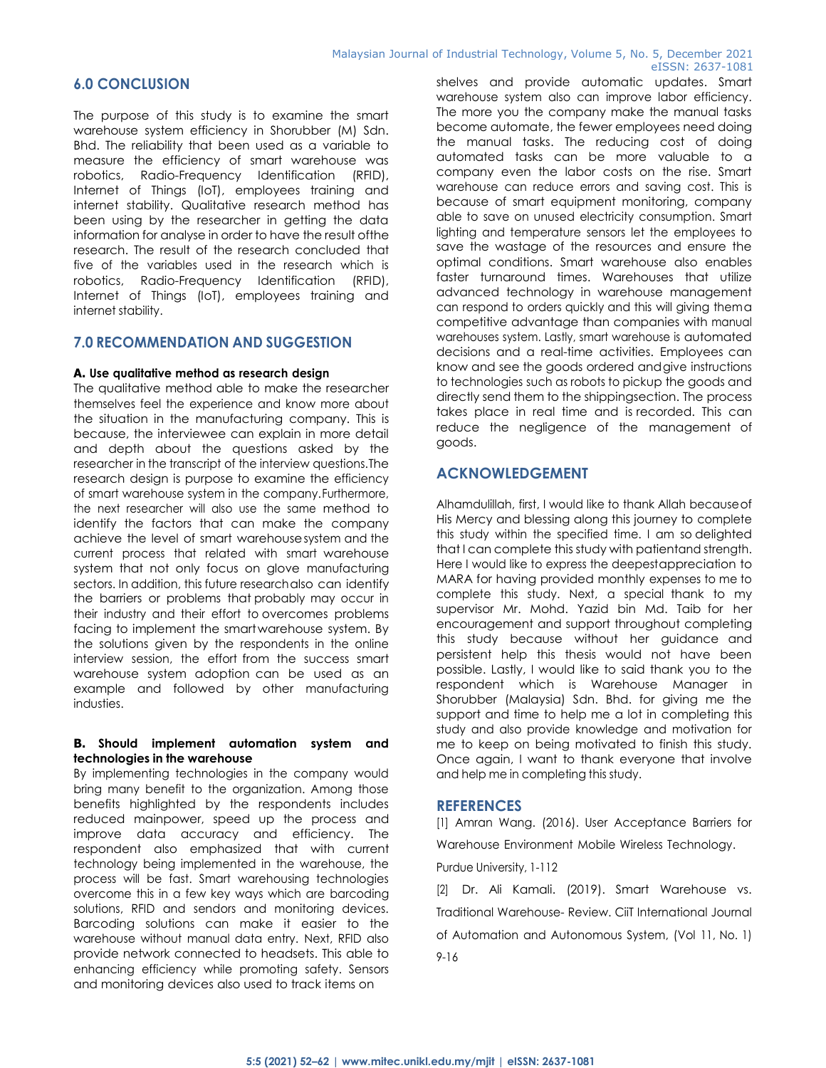## 6.0 CONCLUSION

The purpose of this study is to examine the smart warehouse system efficiency in Shorubber (M) Sdn. Bhd. The reliability that been used as a variable to measure the efficiency of smart warehouse was robotics, Radio-Frequency Identification (RFID), Internet of Things (IoT), employees training and internet stability. Qualitative research method has been using by the researcher in getting the data information for analyse in order to have the result ofthe research. The result of the research concluded that five of the variables used in the research which is robotics, Radio-Frequency Identification (RFID), Internet of Things (IoT), employees training and internet stability.

## 7.0 RECOMMENDATION AND SUGGESTION

**A. Use qualitative method as research design**

The qualitative method able to make the researcher themselves feel the experience and know more about the situation in the manufacturing company. This is because, the interviewee can explain in more detail and depth about the questions asked by the researcher in the transcript of the interview questions.The research design is purpose to examine the efficiency of smart warehouse system in the company.Furthermore, the next researcher will also use the same method to identify the factors that can make the company achieve the level of smart warehouse system and the current process that related with smart warehouse system that not only focus on glove manufacturing sectors. In addition, this future researchalso can identify the barriers or problems that probably may occur in their industry and their effort to overcomes problems facing to implement the smartwarehouse system. By the solutions given by the respondents in the online interview session, the effort from the success smart warehouse system adoption can be used as an example and followed by other manufacturing industies.

**B. Should implement automation system and technologies in the warehouse**

By implementing technologies in the company would bring many benefit to the organization. Among those benefits highlighted by the respondents includes reduced mainpower, speed up the process and improve data accuracy and efficiency. The respondent also emphasized that with current technology being implemented in the warehouse, the process will be fast. Smart warehousing technologies overcome this in a few key ways which are barcoding solutions, RFID and sendors and monitoring devices. Barcoding solutions can make it easier to the warehouse without manual data entry. Next, RFID also provide network connected to headsets. This able to enhancing efficiency while promoting safety. Sensors and monitoring devices also used to track items on shelves and provide automatic updates. Smart warehouse system also can improve labor efficiency. The more you the company make the manual tasks become automate, the fewer employees need doing the manual tasks. The reducing cost of doing automated tasks can be more valuable to a company even the labor costs on the rise. Smart warehouse can reduce errors and saving cost. This is because of smart equipment monitoring, company able to save on unused electricity consumption. Smart lighting and temperature sensors let the employees to save the wastage of the resources and ensure the optimal conditions. Smart warehouse also enables faster turnaround times. Warehouses that utilize advanced technology in warehouse management can respond to orders quickly and this will giving thema competitive advantage than companies with manual warehouses system. Lastly, smart warehouse is automated decisions and a real-time activities. Employees can know and see the goods ordered andgive instructions to technologies such as robots to pickup the goods and directly send them to the shippingsection. The process takes place in real time and is recorded. This can reduce the negligence of the management of goods.

## ACKNOWLEDGEMENT

Alhamdulillah, first, I would like to thank Allah becauseof His Mercy and blessing along this journey to complete this study within the specified time. I am so delighted that I can complete this study with patientand strength. Here I would like to express the deepestappreciation to MARA for having provided monthly expenses to me to complete this study. Next, a special thank to my supervisor Mr. Mohd. Yazid bin Md. Taib for her encouragement and support throughout completing this study because without her guidance and persistent help this thesis would not have been possible. Lastly, I would like to said thank you to the respondent which is Warehouse Manager in Shorubber (Malaysia) Sdn. Bhd. for giving me the support and time to help me a lot in completing this study and also provide knowledge and motivation for me to keep on being motivated to finish this study. Once again, I want to thank everyone that involve and help me in completing this study.

## REFERENCES

[1] Amran Wang. (2016). User Acceptance Barriers for Warehouse Environment Mobile Wireless Technology. Purdue University, 1-112

[2] Dr. Ali Kamali. (2019). Smart Warehouse vs. Traditional Warehouse- Review. CiiT International Journal of Automation and Autonomous System, (Vol 11, No. 1) 9-16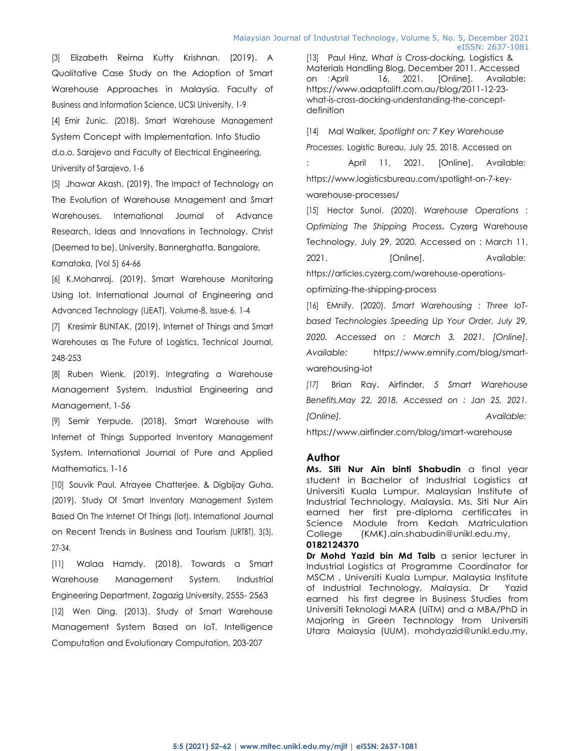[3] Elizabeth Reima Kutty Krishnan. (2019). A Qualitative Case Study on the Adoption of Smart Warehouse Approaches in Malaysia. Faculty of Business and Information Science, UCSI University, 1-9

[4] Emir Zunic. (2018). Smart Warehouse Management System Concept with Implementation. Info Studio d.o.o. Sarajevo and Faculty of Electrical Engineering, University of Sarajevo, 1-6

[5] Jhawar Akash. (2019). The Impact of Technology on The Evolution of Warehouse Mnagement and Smart Warehouses. International Journal of Advance Research, Ideas and Innovations in Technology. Christ (Deemed to be), University, Bannerghatta, Bangalore, Karnataka, (Vol 5) 64-66

[6] K.Mohanraj. (2019). Smart Warehouse Monitoring Using Iot. International Journal of Engineering and Advanced Technology (IJEAT), Volume-8, Issue-6, 1-4

[7] Kresimir BUNTAK. (2019). Internet of Things and Smart Warehouses as The Future of Logistics. Technical Journal, 248-253

[8] Ruben Wienk. (2019). Integrating a Warehouse Management System. Industrial Engineering and Management, 1-56

[9] Semir Yerpude. (2018). Smart Warehouse with Internet of Things Supported Inventory Management System. International Journal of Pure and Applied Mathematics, 1-16

[10] Souvik Paul, Atrayee Chatterjee, & Digbijay Guha. (2019). Study Of Smart Inventory Management System Based On The Internet Of Things (Iot). International Journal on Recent Trends in Business and Tourism (IJRTBT), 3(3), 27-34.

[11] Walaa Hamdy. (2018). Towards a Smart Warehouse Management System. Industrial Engineering Department, Zagazig University, 2555- 2563

[12] Wen Ding. (2013). Study of Smart Warehouse Management System Based on IoT. Intelligence Computation and Evolutionary Computation, 203-207

[13] Paul Hinz, *What is Cross-docking,* Logistics & Materials Handling Blog, December 2011. Accessed on : April 16, 2021. [Online]. Available: https://www.adaptalift.com.au/blog/2011-12-23-what-is-cross-docking-understanding-the-concept-definition

[14] Mal Walker, *Spotlight on: 7 Key Warehouse Processes.* Logistic Bureau, July 25, 2018. Accessed on : April 11, 2021. [Online]. Available: https://www.logisticsbureau.com/spotlight-on-7-key-warehouse-processes/

[15] Hector Sunol. (2020). *Warehouse Operations : Optimizing The Shipping Process***.** Cyzerg Warehouse Technology, July 29, 2020. Accessed on : March 11, 2021. [Online]. Available: https://articles.cyzerg.com/warehouse-operations-optimizing-the-shipping-process

[16] EMnify. (2020). *Smart Warehousing : Three IoT-based Technologies Speeding Up Your Order, July 29, 2020. Accessed on : March 3, 2021. [Online]. Available:* https://www.emnify.com/blog/smart-warehousing-iot

*[17]* Brian Ray. Airfinder, *5 Smart Warehouse Benefits.May 22, 2018. Accessed on : Jan 25, 2021. [Online]. Available:* https://www.airfinder.com/blog/smart-warehouse

## Author

**Ms. Siti Nur Ain binti Shabudin** a final year student in Bachelor of Industrial Logistics at Universiti Kuala Lumpur, Malaysian Institute of Industrial Technology, Malaysia. Ms. Siti Nur Ain earned her first pre-diploma certificates in Science Module from Kedah Matriculation College (KMK).ain.shabudin@unikl.edu.my, **0182124370**

**Dr Mohd Yazid bin Md Taib** a senior lecturer in Industrial Logistics at Programme Coordinator for MSCM , Universiti Kuala Lumpur, Malaysia Institute of Industrial Technology, Malaysia. Dr Yazid earned his first degree in Business Studies from Universiti Teknologi MARA (UiTM) and a MBA/PhD in Majoring in Green Technology from Universiti Utara Malaysia (UUM). mohdyazid@unikl.edu.my,